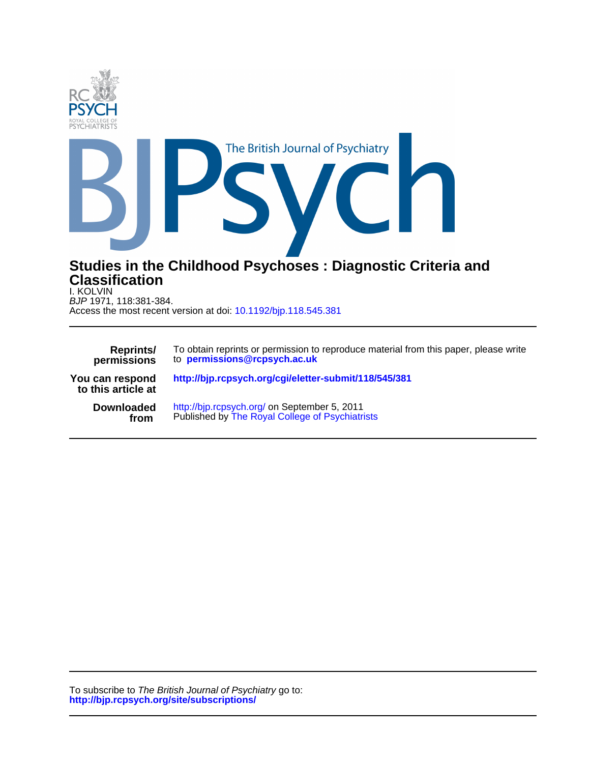# Studies in the Childhood Psychoses : Diagnostic Criteria and Classification

I. KOLVIN

*BJP* 1971, 118:381-384.

Access the most recent version at doi: 10.1192/bjp.118.545.381

| | |
|---|---|
| **Reprints/ permissions** | To obtain reprints or permission to reproduce material from this paper, please write to **permissions@rcpsych.ac.uk** |
| **You can respond to this article at** | **http://bjp.rcpsych.org/cgi/eletter-submit/118/545/381** |
| **Downloaded from** | http://bjp.rcpsych.org/ on September 5, 2011<br>Published by The Royal College of Psychiatrists |

To subscribe to *The British Journal of Psychiatry* go to:
**http://bjp.rcpsych.org/site/subscriptions/**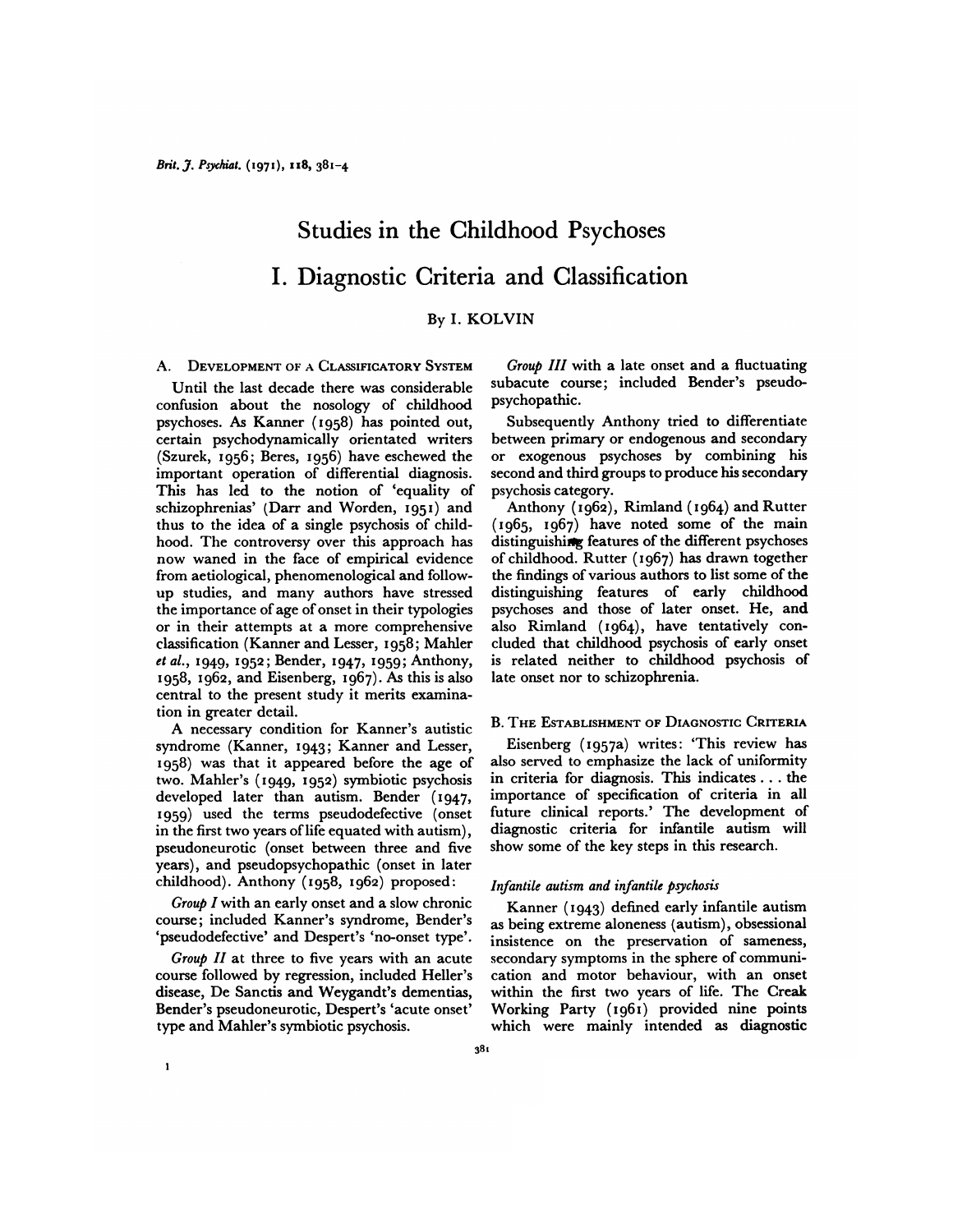# Studies in the Childhood Psychoses

# I. Diagnostic Criteria and Classification

By I. KOLVIN

## A. Development of a Classificatory System

Until the last decade there was considerable confusion about the nosology of childhood psychoses. As Kanner (1958) has pointed out, certain psychodynamically orientated writers (Szurek, 1956; Beres, 1956) have eschewed the important operation of differential diagnosis. This has led to the notion of 'equality of schizophrenias' (Darr and Worden, 1951) and thus to the idea of a single psychosis of childhood. The controversy over this approach has now waned in the face of empirical evidence from aetiological, phenomenological and follow-up studies, and many authors have stressed the importance of age of onset in their typologies or in their attempts at a more comprehensive classification (Kanner and Lesser, 1958; Mahler *et al.*, 1949, 1952; Bender, 1947, 1959; Anthony, 1958, 1962, and Eisenberg, 1967). As this is also central to the present study it merits examination in greater detail.

A necessary condition for Kanner's autistic syndrome (Kanner, 1943; Kanner and Lesser, 1958) was that it appeared before the age of two. Mahler's (1949, 1952) symbiotic psychosis developed later than autism. Bender (1947, 1959) used the terms pseudodefective (onset in the first two years of life equated with autism), pseudoneurotic (onset between three and five years), and pseudopsychopathic (onset in later childhood). Anthony (1958, 1962) proposed:

*Group I* with an early onset and a slow chronic course; included Kanner's syndrome, Bender's 'pseudodefective' and Despert's 'no-onset type'.

*Group II* at three to five years with an acute course followed by regression, included Heller's disease, De Sanctis and Weygandt's dementias, Bender's pseudoneurotic, Despert's 'acute onset' type and Mahler's symbiotic psychosis.

*Group III* with a late onset and a fluctuating subacute course; included Bender's pseudo-psychopathic.

Subsequently Anthony tried to differentiate between primary or endogenous and secondary or exogenous psychoses by combining his second and third groups to produce his secondary psychosis category.

Anthony (1962), Rimland (1964) and Rutter (1965, 1967) have noted some of the main distinguishing features of the different psychoses of childhood. Rutter (1967) has drawn together the findings of various authors to list some of the distinguishing features of early childhood psychoses and those of later onset. He, and also Rimland (1964), have tentatively concluded that childhood psychosis of early onset is related neither to childhood psychosis of late onset nor to schizophrenia.

## B. The Establishment of Diagnostic Criteria

Eisenberg (1957a) writes: 'This review has also served to emphasize the lack of uniformity in criteria for diagnosis. This indicates . . . the importance of specification of criteria in all future clinical reports.' The development of diagnostic criteria for infantile autism will show some of the key steps in this research.

### *Infantile autism and infantile psychosis*

Kanner (1943) defined early infantile autism as being extreme aloneness (autism), obsessional insistence on the preservation of sameness, secondary symptoms in the sphere of communication and motor behaviour, with an onset within the first two years of life. The Creak Working Party (1961) provided nine points which were mainly intended as diagnostic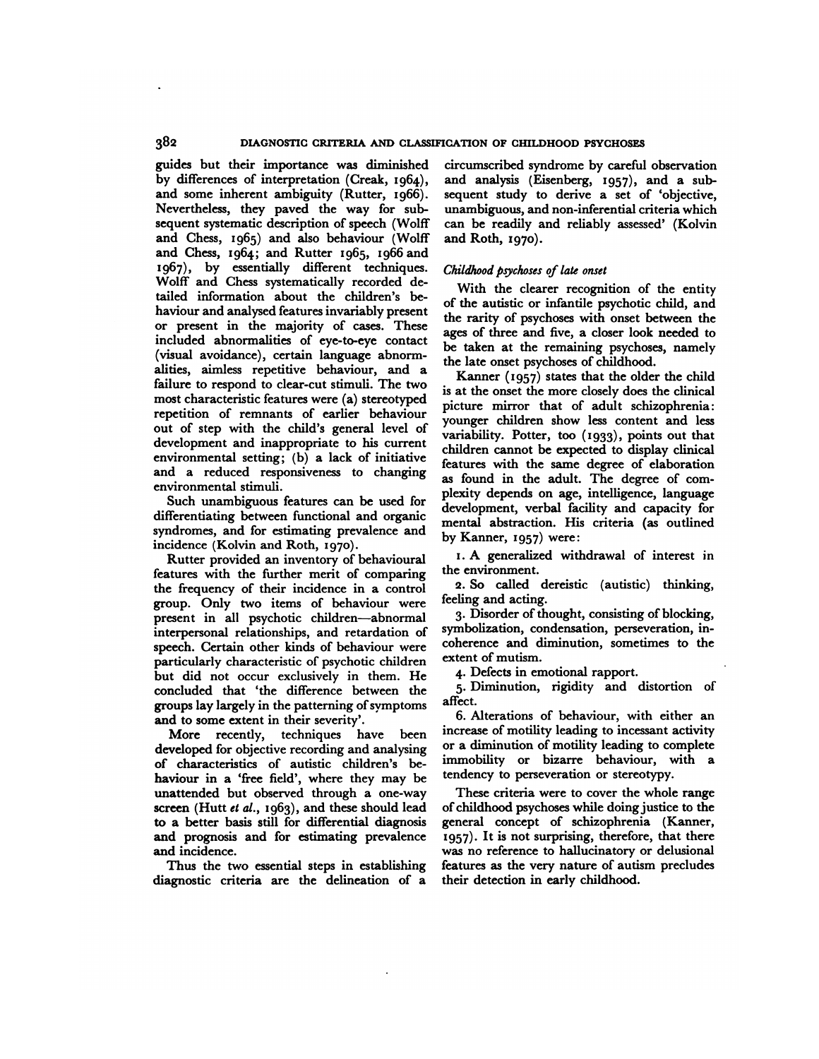guides but their importance was diminished by differences of interpretation (Creak, 1964), and some inherent ambiguity (Rutter, 1966). Nevertheless, they paved the way for subsequent systematic description of speech (Wolff and Chess, 1965) and also behaviour (Wolff and Chess, 1964; and Rutter 1965, 1966 and 1967), by essentially different techniques. Wolff and Chess systematically recorded detailed information about the children's behaviour and analysed features invariably present or present in the majority of cases. These included abnormalities of eye-to-eye contact (visual avoidance), certain language abnormalities, aimless repetitive behaviour, and a failure to respond to clear-cut stimuli. The two most characteristic features were (a) stereotyped repetition of remnants of earlier behaviour out of step with the child's general level of development and inappropriate to his current environmental setting; (b) a lack of initiative and a reduced responsiveness to changing environmental stimuli.

Such unambiguous features can be used for differentiating between functional and organic syndromes, and for estimating prevalence and incidence (Kolvin and Roth, 1970).

Rutter provided an inventory of behavioural features with the further merit of comparing the frequency of their incidence in a control group. Only two items of behaviour were present in all psychotic children—abnormal interpersonal relationships, and retardation of speech. Certain other kinds of behaviour were particularly characteristic of psychotic children but did not occur exclusively in them. He concluded that 'the difference between the groups lay largely in the patterning of symptoms and to some extent in their severity'.

More recently, techniques have been developed for objective recording and analysing of characteristics of autistic children's behaviour in a 'free field', where they may be unattended but observed through a one-way screen (Hutt *et al.*, 1963), and these should lead to a better basis still for differential diagnosis and prognosis and for estimating prevalence and incidence.

Thus the two essential steps in establishing diagnostic criteria are the delineation of a circumscribed syndrome by careful observation and analysis (Eisenberg, 1957), and a subsequent study to derive a set of 'objective, unambiguous, and non-inferential criteria which can be readily and reliably assessed' (Kolvin and Roth, 1970).

### *Childhood psychoses of late onset*

With the clearer recognition of the entity of the autistic or infantile psychotic child, and the rarity of psychoses with onset between the ages of three and five, a closer look needed to be taken at the remaining psychoses, namely the late onset psychoses of childhood.

Kanner (1957) states that the older the child is at the onset the more closely does the clinical picture mirror that of adult schizophrenia: younger children show less content and less variability. Potter, too (1933), points out that children cannot be expected to display clinical features with the same degree of elaboration as found in the adult. The degree of complexity depends on age, intelligence, language development, verbal facility and capacity for mental abstraction. His criteria (as outlined by Kanner, 1957) were:

1. A generalized withdrawal of interest in the environment.
2. So called dereistic (autistic) thinking, feeling and acting.
3. Disorder of thought, consisting of blocking, symbolization, condensation, perseveration, incoherence and diminution, sometimes to the extent of mutism.
4. Defects in emotional rapport.
5. Diminution, rigidity and distortion of affect.
6. Alterations of behaviour, with either an increase of motility leading to incessant activity or a diminution of motility leading to complete immobility or bizarre behaviour, with a tendency to perseveration or stereotypy.

These criteria were to cover the whole range of childhood psychoses while doing justice to the general concept of schizophrenia (Kanner, 1957). It is not surprising, therefore, that there was no reference to hallucinatory or delusional features as the very nature of autism precludes their detection in early childhood.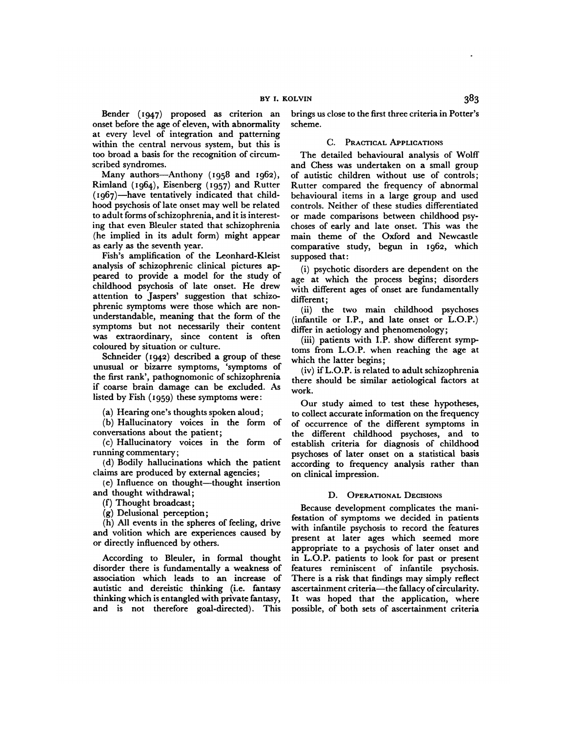Bender (1947) proposed as criterion an onset before the age of eleven, with abnormality at every level of integration and patterning within the central nervous system, but this is too broad a basis for the recognition of circumscribed syndromes.

Many authors—Anthony (1958 and 1962), Rimland (1964), Eisenberg (1957) and Rutter (1967)—have tentatively indicated that childhood psychosis of late onset may well be related to adult forms of schizophrenia, and it is interesting that even Bleuler stated that schizophrenia (he implied in its adult form) might appear as early as the seventh year.

Fish's amplification of the Leonhard-Kleist analysis of schizophrenic clinical pictures appeared to provide a model for the study of childhood psychosis of late onset. He drew attention to Jaspers' suggestion that schizophrenic symptoms were those which are non-understandable, meaning that the form of the symptoms but not necessarily their content was extraordinary, since content is often coloured by situation or culture.

Schneider (1942) described a group of these unusual or bizarre symptoms, 'symptoms of the first rank', pathognomonic of schizophrenia if coarse brain damage can be excluded. As listed by Fish (1959) these symptoms were:

(a) Hearing one's thoughts spoken aloud;

(b) Hallucinatory voices in the form of conversations about the patient;

(c) Hallucinatory voices in the form of running commentary;

(d) Bodily hallucinations which the patient claims are produced by external agencies;

(e) Influence on thought—thought insertion and thought withdrawal;

(f) Thought broadcast;

(g) Delusional perception;

(h) All events in the spheres of feeling, drive and volition which are experiences caused by or directly influenced by others.

According to Bleuler, in formal thought disorder there is fundamentally a weakness of association which leads to an increase of autistic and dereistic thinking (i.e. fantasy thinking which is entangled with private fantasy, and is not therefore goal-directed). This brings us close to the first three criteria in Potter's scheme.

### C. Practical Applications

The detailed behavioural analysis of Wolff and Chess was undertaken on a small group of autistic children without use of controls; Rutter compared the frequency of abnormal behavioural items in a large group and used controls. Neither of these studies differentiated or made comparisons between childhood psychoses of early and late onset. This was the main theme of the Oxford and Newcastle comparative study, begun in 1962, which supposed that:

(i) psychotic disorders are dependent on the age at which the process begins; disorders with different ages of onset are fundamentally different;

(ii) the two main childhood psychoses (infantile or I.P., and late onset or L.O.P.) differ in aetiology and phenomenology;

(iii) patients with I.P. show different symptoms from L.O.P. when reaching the age at which the latter begins;

(iv) if L.O.P. is related to adult schizophrenia there should be similar aetiological factors at work.

Our study aimed to test these hypotheses, to collect accurate information on the frequency of occurrence of the different symptoms in the different childhood psychoses, and to establish criteria for diagnosis of childhood psychoses of later onset on a statistical basis according to frequency analysis rather than on clinical impression.

### D. Operational Decisions

Because development complicates the manifestation of symptoms we decided in patients with infantile psychosis to record the features present at later ages which seemed more appropriate to a psychosis of later onset and in L.O.P. patients to look for past or present features reminiscent of infantile psychosis. There is a risk that findings may simply reflect ascertainment criteria—the fallacy of circularity. It was hoped that the application, where possible, of both sets of ascertainment criteria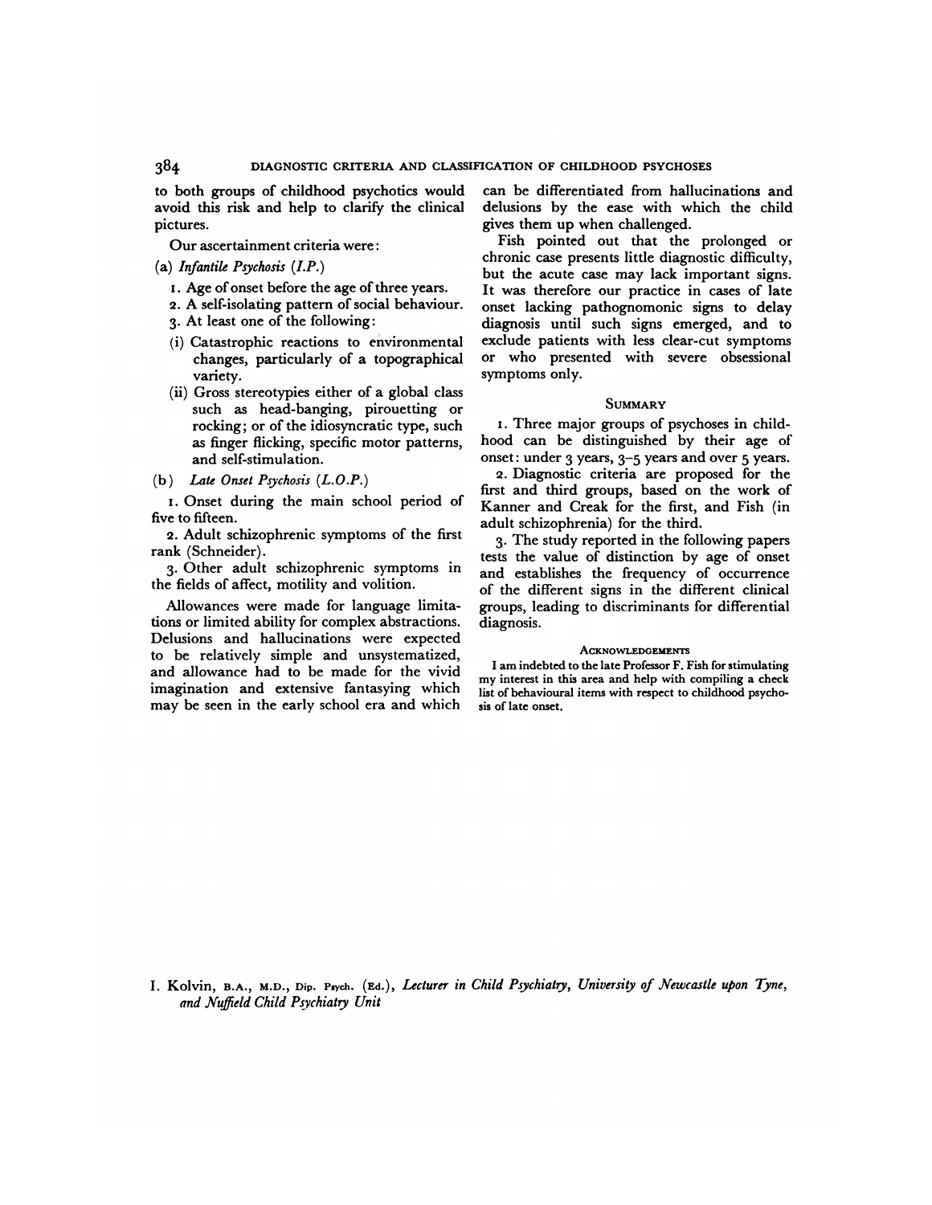to both groups of childhood psychotics would avoid this risk and help to clarify the clinical pictures.

Our ascertainment criteria were:

(a) *Infantile Psychosis (I.P.)*

1. Age of onset before the age of three years.
2. A self-isolating pattern of social behaviour.
3. At least one of the following:
   - (i) Catastrophic reactions to environmental changes, particularly of a topographical variety.
   - (ii) Gross stereotypies either of a global class such as head-banging, pirouetting or rocking; or of the idiosyncratic type, such as finger flicking, specific motor patterns, and self-stimulation.

(b) *Late Onset Psychosis (L.O.P.)*

1. Onset during the main school period of five to fifteen.
2. Adult schizophrenic symptoms of the first rank (Schneider).
3. Other adult schizophrenic symptoms in the fields of affect, motility and volition.

Allowances were made for language limitations or limited ability for complex abstractions. Delusions and hallucinations were expected to be relatively simple and unsystematized, and allowance had to be made for the vivid imagination and extensive fantasying which may be seen in the early school era and which can be differentiated from hallucinations and delusions by the ease with which the child gives them up when challenged.

Fish pointed out that the prolonged or chronic case presents little diagnostic difficulty, but the acute case may lack important signs. It was therefore our practice in cases of late onset lacking pathognomonic signs to delay diagnosis until such signs emerged, and to exclude patients with less clear-cut symptoms or who presented with severe obsessional symptoms only.

## Summary

1. Three major groups of psychoses in childhood can be distinguished by their age of onset: under 3 years, 3–5 years and over 5 years.
2. Diagnostic criteria are proposed for the first and third groups, based on the work of Kanner and Creak for the first, and Fish (in adult schizophrenia) for the third.
3. The study reported in the following papers tests the value of distinction by age of onset and establishes the frequency of occurrence of the different signs in the different clinical groups, leading to discriminants for differential diagnosis.

### Acknowledgements

I am indebted to the late Professor F. Fish for stimulating my interest in this area and help with compiling a check list of behavioural items with respect to childhood psychosis of late onset.

I. Kolvin, B.A., M.D., Dip. Psych. (Ed.), *Lecturer in Child Psychiatry, University of Newcastle upon Tyne, and Nuffield Child Psychiatry Unit*